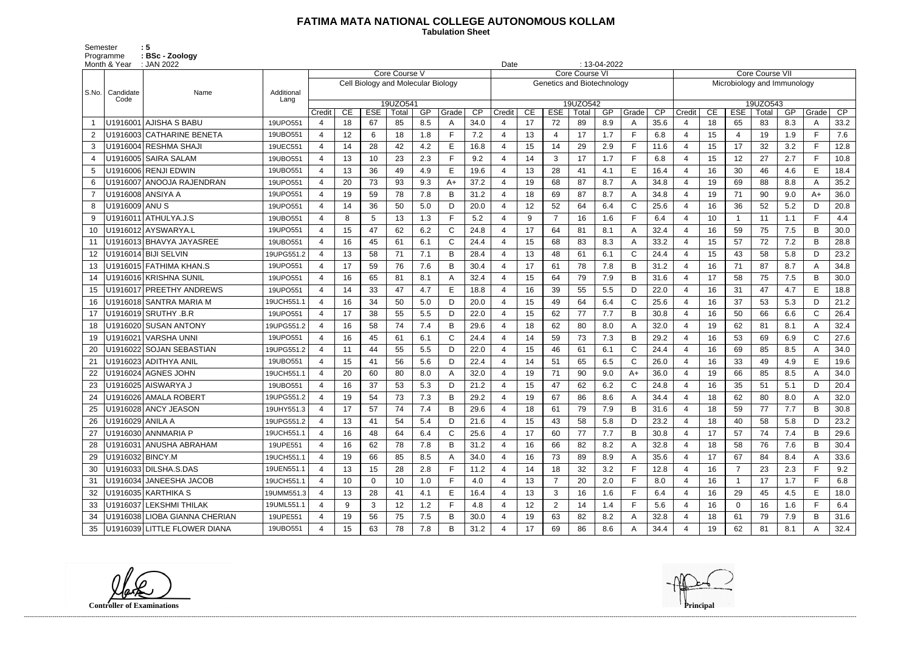# FATIMA MATA NATIONAL COLLEGE AUTONOMOUS KOLLAM

**Tabulation Sheet**

Semester : 5
Programme : BSc - Zoology
Month & Year : JAN 2022 Date : 13-04-2022

| S.No. | Candidate Code | Name | Additional Lang | Core Course V | | | | | | | Core Course VI | | | | | | | Core Course VII | | | | | | |
|---|---|---|---|---|---|---|---|---|---|---|---|---|---|---|---|---|---|---|---|---|---|---|---|---|
| | | | | Cell Biology and Molecular Biology | | | | | | | Genetics and Biotechnology | | | | | | | Microbiology and Immunology | | | | | | |
| | | | | 19UZO541 | | | | | | | 19UZO542 | | | | | | | 19UZO543 | | | | | | |
| | | | | Credit | CE | ESE | Total | GP | Grade | CP | Credit | CE | ESE | Total | GP | Grade | CP | Credit | CE | ESE | Total | GP | Grade | CP |
| 1 | U1916001 | AJISHA S BABU | 19UPO551 | 4 | 18 | 67 | 85 | 8.5 | A | 34.0 | 4 | 17 | 72 | 89 | 8.9 | A | 35.6 | 4 | 18 | 65 | 83 | 8.3 | A | 33.2 |
| 2 | U1916003 | CATHARINE BENETA | 19UBO551 | 4 | 12 | 6 | 18 | 1.8 | F | 7.2 | 4 | 13 | 4 | 17 | 1.7 | F | 6.8 | 4 | 15 | 4 | 19 | 1.9 | F | 7.6 |
| 3 | U1916004 | RESHMA SHAJI | 19UEC551 | 4 | 14 | 28 | 42 | 4.2 | E | 16.8 | 4 | 15 | 14 | 29 | 2.9 | F | 11.6 | 4 | 15 | 17 | 32 | 3.2 | F | 12.8 |
| 4 | U1916005 | SAIRA SALAM | 19UBO551 | 4 | 13 | 10 | 23 | 2.3 | F | 9.2 | 4 | 14 | 3 | 17 | 1.7 | F | 6.8 | 4 | 15 | 12 | 27 | 2.7 | F | 10.8 |
| 5 | U1916006 | RENJI EDWIN | 19UBO551 | 4 | 13 | 36 | 49 | 4.9 | E | 19.6 | 4 | 13 | 28 | 41 | 4.1 | E | 16.4 | 4 | 16 | 30 | 46 | 4.6 | E | 18.4 |
| 6 | U1916007 | ANOOJA RAJENDRAN | 19UPO551 | 4 | 20 | 73 | 93 | 9.3 | A+ | 37.2 | 4 | 19 | 68 | 87 | 8.7 | A | 34.8 | 4 | 19 | 69 | 88 | 8.8 | A | 35.2 |
| 7 | U1916008 | ANSIYA A | 19UPO551 | 4 | 19 | 59 | 78 | 7.8 | B | 31.2 | 4 | 18 | 69 | 87 | 8.7 | A | 34.8 | 4 | 19 | 71 | 90 | 9.0 | A+ | 36.0 |
| 8 | U1916009 | ANU S | 19UPO551 | 4 | 14 | 36 | 50 | 5.0 | D | 20.0 | 4 | 12 | 52 | 64 | 6.4 | C | 25.6 | 4 | 16 | 36 | 52 | 5.2 | D | 20.8 |
| 9 | U1916011 | ATHULYA.J.S | 19UBO551 | 4 | 8 | 5 | 13 | 1.3 | F | 5.2 | 4 | 9 | 7 | 16 | 1.6 | F | 6.4 | 4 | 10 | 1 | 11 | 1.1 | F | 4.4 |
| 10 | U1916012 | AYSWARYA.L | 19UPO551 | 4 | 15 | 47 | 62 | 6.2 | C | 24.8 | 4 | 17 | 64 | 81 | 8.1 | A | 32.4 | 4 | 16 | 59 | 75 | 7.5 | B | 30.0 |
| 11 | U1916013 | BHAVYA JAYASREE | 19UBO551 | 4 | 16 | 45 | 61 | 6.1 | C | 24.4 | 4 | 15 | 68 | 83 | 8.3 | A | 33.2 | 4 | 15 | 57 | 72 | 7.2 | B | 28.8 |
| 12 | U1916014 | BIJI SELVIN | 19UPG551.2 | 4 | 13 | 58 | 71 | 7.1 | B | 28.4 | 4 | 13 | 48 | 61 | 6.1 | C | 24.4 | 4 | 15 | 43 | 58 | 5.8 | D | 23.2 |
| 13 | U1916015 | FATHIMA KHAN.S | 19UPO551 | 4 | 17 | 59 | 76 | 7.6 | B | 30.4 | 4 | 17 | 61 | 78 | 7.8 | B | 31.2 | 4 | 16 | 71 | 87 | 8.7 | A | 34.8 |
| 14 | U1916016 | KRISHNA SUNIL | 19UPO551 | 4 | 16 | 65 | 81 | 8.1 | A | 32.4 | 4 | 15 | 64 | 79 | 7.9 | B | 31.6 | 4 | 17 | 58 | 75 | 7.5 | B | 30.0 |
| 15 | U1916017 | PREETHY ANDREWS | 19UPO551 | 4 | 14 | 33 | 47 | 4.7 | E | 18.8 | 4 | 16 | 39 | 55 | 5.5 | D | 22.0 | 4 | 16 | 31 | 47 | 4.7 | E | 18.8 |
| 16 | U1916018 | SANTRA MARIA M | 19UCH551.1 | 4 | 16 | 34 | 50 | 5.0 | D | 20.0 | 4 | 15 | 49 | 64 | 6.4 | C | 25.6 | 4 | 16 | 37 | 53 | 5.3 | D | 21.2 |
| 17 | U1916019 | SRUTHY .B.R | 19UPO551 | 4 | 17 | 38 | 55 | 5.5 | D | 22.0 | 4 | 15 | 62 | 77 | 7.7 | B | 30.8 | 4 | 16 | 50 | 66 | 6.6 | C | 26.4 |
| 18 | U1916020 | SUSAN ANTONY | 19UPG551.2 | 4 | 16 | 58 | 74 | 7.4 | B | 29.6 | 4 | 18 | 62 | 80 | 8.0 | A | 32.0 | 4 | 19 | 62 | 81 | 8.1 | A | 32.4 |
| 19 | U1916021 | VARSHA UNNI | 19UPO551 | 4 | 16 | 45 | 61 | 6.1 | C | 24.4 | 4 | 14 | 59 | 73 | 7.3 | B | 29.2 | 4 | 16 | 53 | 69 | 6.9 | C | 27.6 |
| 20 | U1916022 | SOJAN SEBASTIAN | 19UPG551.2 | 4 | 11 | 44 | 55 | 5.5 | D | 22.0 | 4 | 15 | 46 | 61 | 6.1 | C | 24.4 | 4 | 16 | 69 | 85 | 8.5 | A | 34.0 |
| 21 | U1916023 | ADITHYA ANIL | 19UBO551 | 4 | 15 | 41 | 56 | 5.6 | D | 22.4 | 4 | 14 | 51 | 65 | 6.5 | C | 26.0 | 4 | 16 | 33 | 49 | 4.9 | E | 19.6 |
| 22 | U1916024 | AGNES JOHN | 19UCH551.1 | 4 | 20 | 60 | 80 | 8.0 | A | 32.0 | 4 | 19 | 71 | 90 | 9.0 | A+ | 36.0 | 4 | 19 | 66 | 85 | 8.5 | A | 34.0 |
| 23 | U1916025 | AISWARYA J | 19UBO551 | 4 | 16 | 37 | 53 | 5.3 | D | 21.2 | 4 | 15 | 47 | 62 | 6.2 | C | 24.8 | 4 | 16 | 35 | 51 | 5.1 | D | 20.4 |
| 24 | U1916026 | AMALA ROBERT | 19UPG551.2 | 4 | 19 | 54 | 73 | 7.3 | B | 29.2 | 4 | 19 | 67 | 86 | 8.6 | A | 34.4 | 4 | 18 | 62 | 80 | 8.0 | A | 32.0 |
| 25 | U1916028 | ANCY JEASON | 19UHY551.3 | 4 | 17 | 57 | 74 | 7.4 | B | 29.6 | 4 | 18 | 61 | 79 | 7.9 | B | 31.6 | 4 | 18 | 59 | 77 | 7.7 | B | 30.8 |
| 26 | U1916029 | ANILA A | 19UPG551.2 | 4 | 13 | 41 | 54 | 5.4 | D | 21.6 | 4 | 15 | 43 | 58 | 5.8 | D | 23.2 | 4 | 18 | 40 | 58 | 5.8 | D | 23.2 |
| 27 | U1916030 | ANNMARIA P | 19UCH551.1 | 4 | 16 | 48 | 64 | 6.4 | C | 25.6 | 4 | 17 | 60 | 77 | 7.7 | B | 30.8 | 4 | 17 | 57 | 74 | 7.4 | B | 29.6 |
| 28 | U1916031 | ANUSHA ABRAHAM | 19UPE551 | 4 | 16 | 62 | 78 | 7.8 | B | 31.2 | 4 | 16 | 66 | 82 | 8.2 | A | 32.8 | 4 | 18 | 58 | 76 | 7.6 | B | 30.4 |
| 29 | U1916032 | BINCY.M | 19UCH551.1 | 4 | 19 | 66 | 85 | 8.5 | A | 34.0 | 4 | 16 | 73 | 89 | 8.9 | A | 35.6 | 4 | 17 | 67 | 84 | 8.4 | A | 33.6 |
| 30 | U1916033 | DILSHA.S.DAS | 19UEN551.1 | 4 | 13 | 15 | 28 | 2.8 | F | 11.2 | 4 | 14 | 18 | 32 | 3.2 | F | 12.8 | 4 | 16 | 7 | 23 | 2.3 | F | 9.2 |
| 31 | U1916034 | JANEESHA JACOB | 19UCH551.1 | 4 | 10 | 0 | 10 | 1.0 | F | 4.0 | 4 | 13 | 7 | 20 | 2.0 | F | 8.0 | 4 | 16 | 1 | 17 | 1.7 | F | 6.8 |
| 32 | U1916035 | KARTHIKA S | 19UMM551.3 | 4 | 13 | 28 | 41 | 4.1 | E | 16.4 | 4 | 13 | 3 | 16 | 1.6 | F | 6.4 | 4 | 16 | 29 | 45 | 4.5 | E | 18.0 |
| 33 | U1916037 | LEKSHMI THILAK | 19UML551.1 | 4 | 9 | 3 | 12 | 1.2 | F | 4.8 | 4 | 12 | 2 | 14 | 1.4 | F | 5.6 | 4 | 16 | 0 | 16 | 1.6 | F | 6.4 |
| 34 | U1916038 | LIOBA GIANNA CHERIAN | 19UPE551 | 4 | 19 | 56 | 75 | 7.5 | B | 30.0 | 4 | 19 | 63 | 82 | 8.2 | A | 32.8 | 4 | 18 | 61 | 79 | 7.9 | B | 31.6 |
| 35 | U1916039 | LITTLE FLOWER DIANA | 19UBO551 | 4 | 15 | 63 | 78 | 7.8 | B | 31.2 | 4 | 17 | 69 | 86 | 8.6 | A | 34.4 | 4 | 19 | 62 | 81 | 8.1 | A | 32.4 |

**Controller of Examinations** **Principal**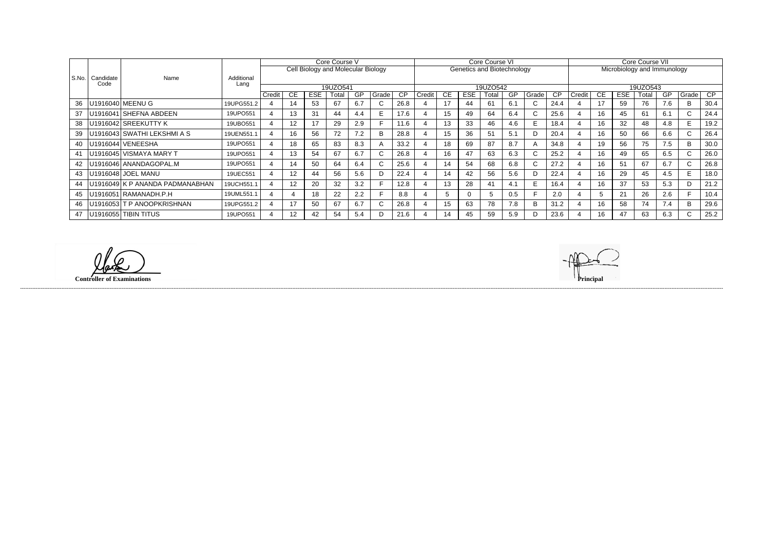| S.No. | Candidate Code | Name | Additional Lang | Core Course V | | | | | | | Core Course VI | | | | | | | Core Course VII | | | | | | |
|---|---|---|---|---|---|---|---|---|---|---|---|---|---|---|---|---|---|---|---|---|---|---|---|---|
| | | | | Cell Biology and Molecular Biology | | | | | | | Genetics and Biotechnology | | | | | | | Microbiology and Immunology | | | | | | |
| | | | | 19UZO541 | | | | | | | 19UZO542 | | | | | | | 19UZO543 | | | | | | |
| | | | | Credit | CE | ESE | Total | GP | Grade | CP | Credit | CE | ESE | Total | GP | Grade | CP | Credit | CE | ESE | Total | GP | Grade | CP |
| 36 | U1916040 | MEENU G | 19UPG551.2 | 4 | 14 | 53 | 67 | 6.7 | C | 26.8 | 4 | 17 | 44 | 61 | 6.1 | C | 24.4 | 4 | 17 | 59 | 76 | 7.6 | B | 30.4 |
| 37 | U1916041 | SHEFNA ABDEEN | 19UPO551 | 4 | 13 | 31 | 44 | 4.4 | E | 17.6 | 4 | 15 | 49 | 64 | 6.4 | C | 25.6 | 4 | 16 | 45 | 61 | 6.1 | C | 24.4 |
| 38 | U1916042 | SREEKUTTY K | 19UBO551 | 4 | 12 | 17 | 29 | 2.9 | F | 11.6 | 4 | 13 | 33 | 46 | 4.6 | E | 18.4 | 4 | 16 | 32 | 48 | 4.8 | E | 19.2 |
| 39 | U1916043 | SWATHI LEKSHMI A S | 19UEN551.1 | 4 | 16 | 56 | 72 | 7.2 | B | 28.8 | 4 | 15 | 36 | 51 | 5.1 | D | 20.4 | 4 | 16 | 50 | 66 | 6.6 | C | 26.4 |
| 40 | U1916044 | VENEESHA | 19UPO551 | 4 | 18 | 65 | 83 | 8.3 | A | 33.2 | 4 | 18 | 69 | 87 | 8.7 | A | 34.8 | 4 | 19 | 56 | 75 | 7.5 | B | 30.0 |
| 41 | U1916045 | VISMAYA MARY T | 19UPO551 | 4 | 13 | 54 | 67 | 6.7 | C | 26.8 | 4 | 16 | 47 | 63 | 6.3 | C | 25.2 | 4 | 16 | 49 | 65 | 6.5 | C | 26.0 |
| 42 | U1916046 | ANANDAGOPAL.M | 19UPO551 | 4 | 14 | 50 | 64 | 6.4 | C | 25.6 | 4 | 14 | 54 | 68 | 6.8 | C | 27.2 | 4 | 16 | 51 | 67 | 6.7 | C | 26.8 |
| 43 | U1916048 | JOEL MANU | 19UEC551 | 4 | 12 | 44 | 56 | 5.6 | D | 22.4 | 4 | 14 | 42 | 56 | 5.6 | D | 22.4 | 4 | 16 | 29 | 45 | 4.5 | E | 18.0 |
| 44 | U1916049 | K P ANANDA PADMANABHAN | 19UCH551.1 | 4 | 12 | 20 | 32 | 3.2 | F | 12.8 | 4 | 13 | 28 | 41 | 4.1 | E | 16.4 | 4 | 16 | 37 | 53 | 5.3 | D | 21.2 |
| 45 | U1916051 | RAMANADH.P.H | 19UML551.1 | 4 | 4 | 18 | 22 | 2.2 | F | 8.8 | 4 | 5 | 0 | 5 | 0.5 | F | 2.0 | 4 | 5 | 21 | 26 | 2.6 | F | 10.4 |
| 46 | U1916053 | T P ANOOPKRISHNAN | 19UPG551.2 | 4 | 17 | 50 | 67 | 6.7 | C | 26.8 | 4 | 15 | 63 | 78 | 7.8 | B | 31.2 | 4 | 16 | 58 | 74 | 7.4 | B | 29.6 |
| 47 | U1916055 | TIBIN TITUS | 19UPO551 | 4 | 12 | 42 | 54 | 5.4 | D | 21.6 | 4 | 14 | 45 | 59 | 5.9 | D | 23.6 | 4 | 16 | 47 | 63 | 6.3 | C | 25.2 |

**Controller of Examinations**

**Principal**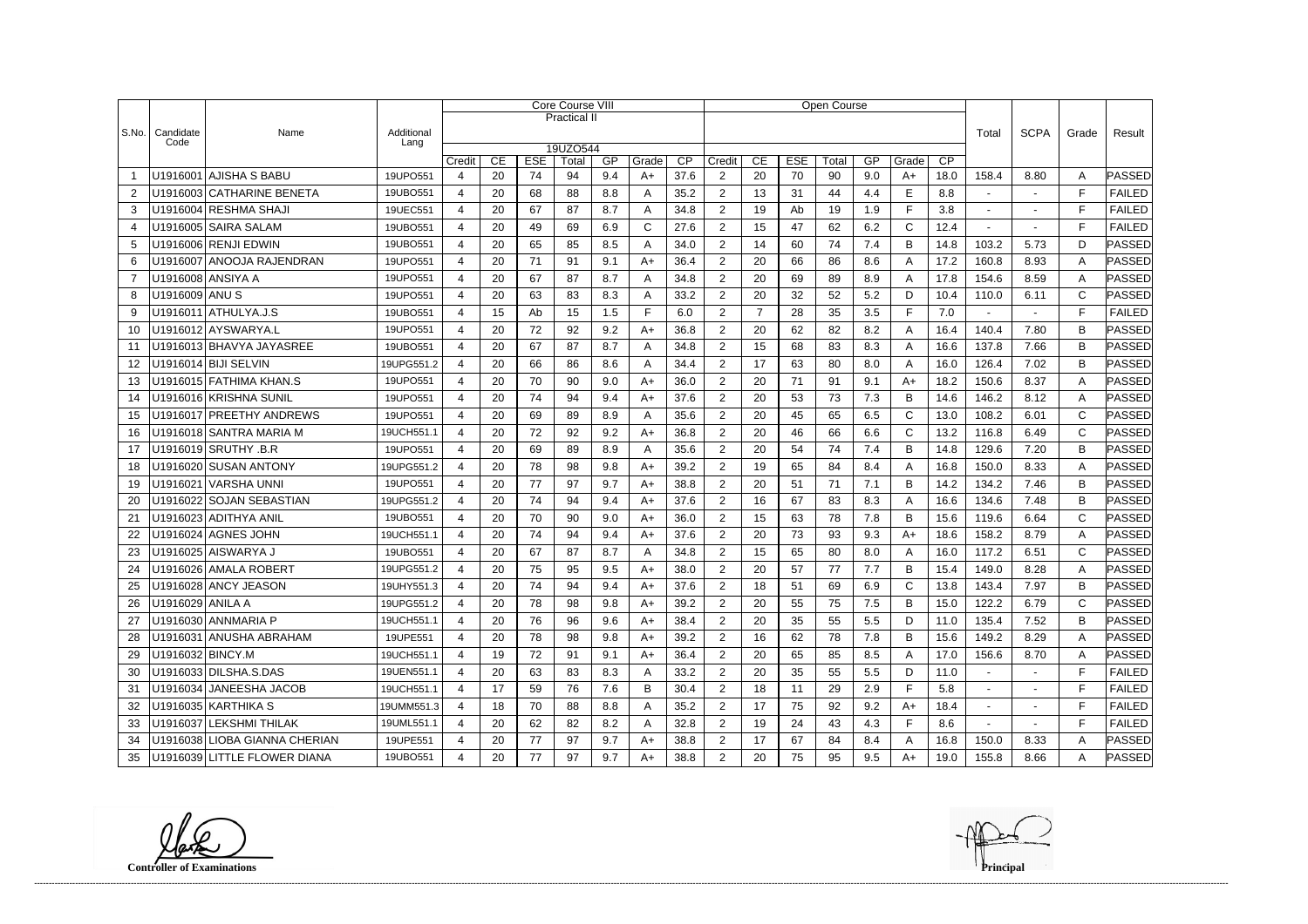| S.No. | Candidate Code | Name | Additional Lang | Core Course VIII Practical II 19UZO544 | | | | | | | Open Course | | | | | | | | Total | SCPA | Grade | Result |
|---|---|---|---|---|---|---|---|---|---|---|---|---|---|---|---|---|---|---|---|---|---|---|
| | | | | Credit | CE | ESE | Total | GP | Grade | CP | Credit | CE | ESE | Total | GP | Grade | CP | | | | | |
| 1 | U1916001 | AJISHA S BABU | 19UPO551 | 4 | 20 | 74 | 94 | 9.4 | A+ | 37.6 | 2 | 20 | 70 | 90 | 9.0 | A+ | 18.0 | 158.4 | 8.80 | A | PASSED |
| 2 | U1916003 | CATHARINE BENETA | 19UBO551 | 4 | 20 | 68 | 88 | 8.8 | A | 35.2 | 2 | 13 | 31 | 44 | 4.4 | E | 8.8 | - | - | F | FAILED |
| 3 | U1916004 | RESHMA SHAJI | 19UEC551 | 4 | 20 | 67 | 87 | 8.7 | A | 34.8 | 2 | 19 | Ab | 19 | 1.9 | F | 3.8 | - | - | F | FAILED |
| 4 | U1916005 | SAIRA SALAM | 19UBO551 | 4 | 20 | 49 | 69 | 6.9 | C | 27.6 | 2 | 15 | 47 | 62 | 6.2 | C | 12.4 | - | - | F | FAILED |
| 5 | U1916006 | RENJI EDWIN | 19UBO551 | 4 | 20 | 65 | 85 | 8.5 | A | 34.0 | 2 | 14 | 60 | 74 | 7.4 | B | 14.8 | 103.2 | 5.73 | D | PASSED |
| 6 | U1916007 | ANOOJA RAJENDRAN | 19UPO551 | 4 | 20 | 71 | 91 | 9.1 | A+ | 36.4 | 2 | 20 | 66 | 86 | 8.6 | A | 17.2 | 160.8 | 8.93 | A | PASSED |
| 7 | U1916008 | ANSIYA A | 19UPO551 | 4 | 20 | 67 | 87 | 8.7 | A | 34.8 | 2 | 20 | 69 | 89 | 8.9 | A | 17.8 | 154.6 | 8.59 | A | PASSED |
| 8 | U1916009 | ANU S | 19UPO551 | 4 | 20 | 63 | 83 | 8.3 | A | 33.2 | 2 | 20 | 32 | 52 | 5.2 | D | 10.4 | 110.0 | 6.11 | C | PASSED |
| 9 | U1916011 | ATHULYA.J.S | 19UBO551 | 4 | 15 | Ab | 15 | 1.5 | F | 6.0 | 2 | 7 | 28 | 35 | 3.5 | F | 7.0 | - | - | F | FAILED |
| 10 | U1916012 | AYSWARYA.L | 19UPO551 | 4 | 20 | 72 | 92 | 9.2 | A+ | 36.8 | 2 | 20 | 62 | 82 | 8.2 | A | 16.4 | 140.4 | 7.80 | B | PASSED |
| 11 | U1916013 | BHAVYA JAYASREE | 19UBO551 | 4 | 20 | 67 | 87 | 8.7 | A | 34.8 | 2 | 15 | 68 | 83 | 8.3 | A | 16.6 | 137.8 | 7.66 | B | PASSED |
| 12 | U1916014 | BIJI SELVIN | 19UPG551.2 | 4 | 20 | 66 | 86 | 8.6 | A | 34.4 | 2 | 17 | 63 | 80 | 8.0 | A | 16.0 | 126.4 | 7.02 | B | PASSED |
| 13 | U1916015 | FATHIMA KHAN.S | 19UPO551 | 4 | 20 | 70 | 90 | 9.0 | A+ | 36.0 | 2 | 20 | 71 | 91 | 9.1 | A+ | 18.2 | 150.6 | 8.37 | A | PASSED |
| 14 | U1916016 | KRISHNA SUNIL | 19UPO551 | 4 | 20 | 74 | 94 | 9.4 | A+ | 37.6 | 2 | 20 | 53 | 73 | 7.3 | B | 14.6 | 146.2 | 8.12 | A | PASSED |
| 15 | U1916017 | PREETHY ANDREWS | 19UPO551 | 4 | 20 | 69 | 89 | 8.9 | A | 35.6 | 2 | 20 | 45 | 65 | 6.5 | C | 13.0 | 108.2 | 6.01 | C | PASSED |
| 16 | U1916018 | SANTRA MARIA M | 19UCH551.1 | 4 | 20 | 72 | 92 | 9.2 | A+ | 36.8 | 2 | 20 | 46 | 66 | 6.6 | C | 13.2 | 116.8 | 6.49 | C | PASSED |
| 17 | U1916019 | SRUTHY .B.R | 19UPO551 | 4 | 20 | 69 | 89 | 8.9 | A | 35.6 | 2 | 20 | 54 | 74 | 7.4 | B | 14.8 | 129.6 | 7.20 | B | PASSED |
| 18 | U1916020 | SUSAN ANTONY | 19UPG551.2 | 4 | 20 | 78 | 98 | 9.8 | A+ | 39.2 | 2 | 19 | 65 | 84 | 8.4 | A | 16.8 | 150.0 | 8.33 | A | PASSED |
| 19 | U1916021 | VARSHA UNNI | 19UPO551 | 4 | 20 | 77 | 97 | 9.7 | A+ | 38.8 | 2 | 20 | 51 | 71 | 7.1 | B | 14.2 | 134.2 | 7.46 | B | PASSED |
| 20 | U1916022 | SOJAN SEBASTIAN | 19UPG551.2 | 4 | 20 | 74 | 94 | 9.4 | A+ | 37.6 | 2 | 16 | 67 | 83 | 8.3 | A | 16.6 | 134.6 | 7.48 | B | PASSED |
| 21 | U1916023 | ADITHYA ANIL | 19UBO551 | 4 | 20 | 70 | 90 | 9.0 | A+ | 36.0 | 2 | 15 | 63 | 78 | 7.8 | B | 15.6 | 119.6 | 6.64 | C | PASSED |
| 22 | U1916024 | AGNES JOHN | 19UCH551.1 | 4 | 20 | 74 | 94 | 9.4 | A+ | 37.6 | 2 | 20 | 73 | 93 | 9.3 | A+ | 18.6 | 158.2 | 8.79 | A | PASSED |
| 23 | U1916025 | AISWARYA J | 19UBO551 | 4 | 20 | 67 | 87 | 8.7 | A | 34.8 | 2 | 15 | 65 | 80 | 8.0 | A | 16.0 | 117.2 | 6.51 | C | PASSED |
| 24 | U1916026 | AMALA ROBERT | 19UPG551.2 | 4 | 20 | 75 | 95 | 9.5 | A+ | 38.0 | 2 | 20 | 57 | 77 | 7.7 | B | 15.4 | 149.0 | 8.28 | A | PASSED |
| 25 | U1916028 | ANCY JEASON | 19UHY551.3 | 4 | 20 | 74 | 94 | 9.4 | A+ | 37.6 | 2 | 18 | 51 | 69 | 6.9 | C | 13.8 | 143.4 | 7.97 | B | PASSED |
| 26 | U1916029 | ANILA A | 19UPG551.2 | 4 | 20 | 78 | 98 | 9.8 | A+ | 39.2 | 2 | 20 | 55 | 75 | 7.5 | B | 15.0 | 122.2 | 6.79 | C | PASSED |
| 27 | U1916030 | ANNMARIA P | 19UCH551.1 | 4 | 20 | 76 | 96 | 9.6 | A+ | 38.4 | 2 | 20 | 35 | 55 | 5.5 | D | 11.0 | 135.4 | 7.52 | B | PASSED |
| 28 | U1916031 | ANUSHA ABRAHAM | 19UPE551 | 4 | 20 | 78 | 98 | 9.8 | A+ | 39.2 | 2 | 16 | 62 | 78 | 7.8 | B | 15.6 | 149.2 | 8.29 | A | PASSED |
| 29 | U1916032 | BINCY.M | 19UCH551.1 | 4 | 19 | 72 | 91 | 9.1 | A+ | 36.4 | 2 | 20 | 65 | 85 | 8.5 | A | 17.0 | 156.6 | 8.70 | A | PASSED |
| 30 | U1916033 | DILSHA.S.DAS | 19UEN551.1 | 4 | 20 | 63 | 83 | 8.3 | A | 33.2 | 2 | 20 | 35 | 55 | 5.5 | D | 11.0 | - | - | F | FAILED |
| 31 | U1916034 | JANEESHA JACOB | 19UCH551.1 | 4 | 17 | 59 | 76 | 7.6 | B | 30.4 | 2 | 18 | 11 | 29 | 2.9 | F | 5.8 | - | - | F | FAILED |
| 32 | U1916035 | KARTHIKA S | 19UMM551.3 | 4 | 18 | 70 | 88 | 8.8 | A | 35.2 | 2 | 17 | 75 | 92 | 9.2 | A+ | 18.4 | - | - | F | FAILED |
| 33 | U1916037 | LEKSHMI THILAK | 19UML551.1 | 4 | 20 | 62 | 82 | 8.2 | A | 32.8 | 2 | 19 | 24 | 43 | 4.3 | F | 8.6 | - | - | F | FAILED |
| 34 | U1916038 | LIOBA GIANNA CHERIAN | 19UPE551 | 4 | 20 | 77 | 97 | 9.7 | A+ | 38.8 | 2 | 17 | 67 | 84 | 8.4 | A | 16.8 | 150.0 | 8.33 | A | PASSED |
| 35 | U1916039 | LITTLE FLOWER DIANA | 19UBO551 | 4 | 20 | 77 | 97 | 9.7 | A+ | 38.8 | 2 | 20 | 75 | 95 | 9.5 | A+ | 19.0 | 155.8 | 8.66 | A | PASSED |

**Controller of Examinations**

**Principal**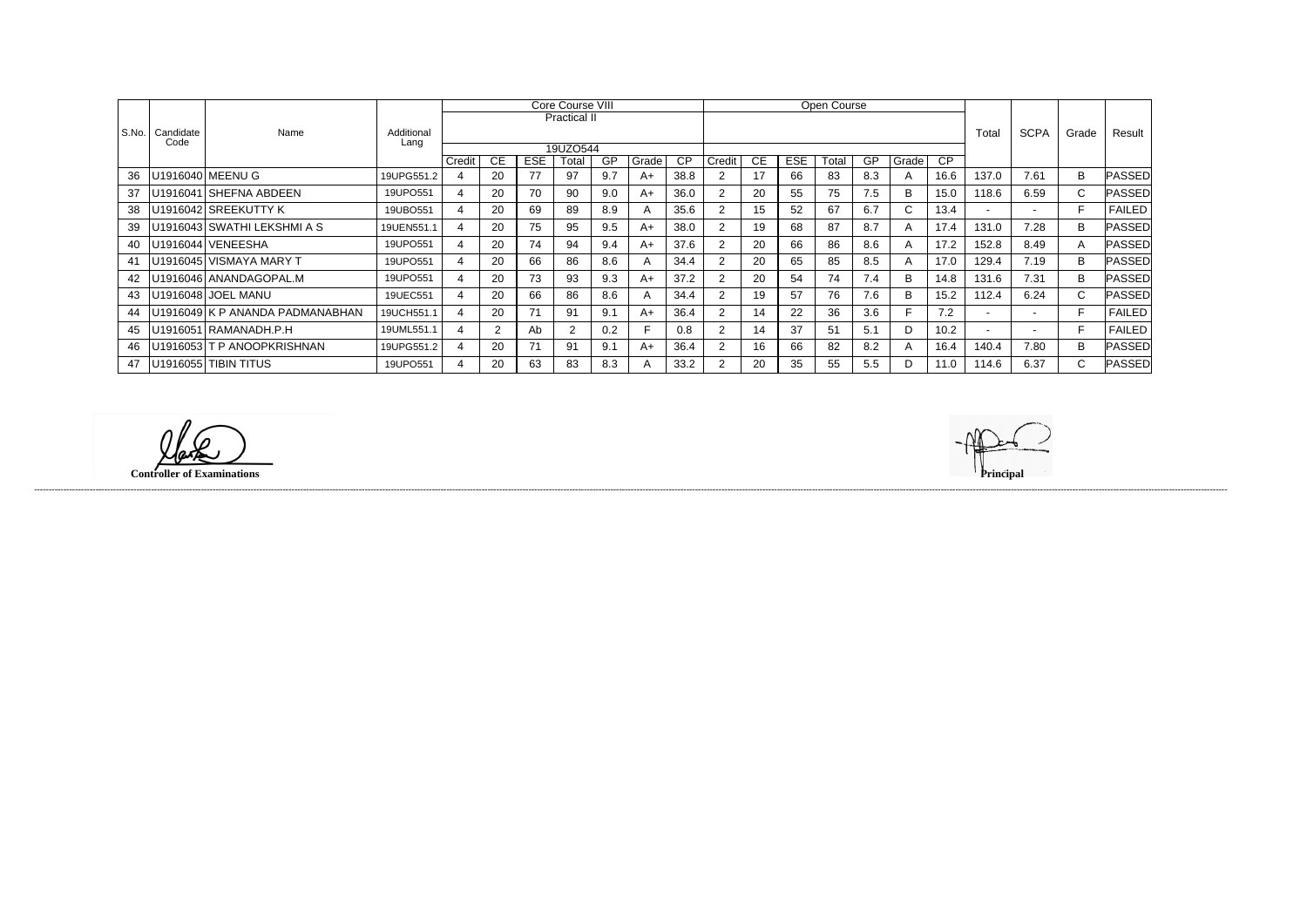| S.No. | Candidate Code | Name | Additional Lang | Core Course VIII Practical II 19UZO544 | | | | | | | Open Course | | | | | | | Total | SCPA | Grade | Result |
|---|---|---|---|---|---|---|---|---|---|---|---|---|---|---|---|---|---|---|---|---|---|
| | | | | Credit | CE | ESE | Total | GP | Grade | CP | Credit | CE | ESE | Total | GP | Grade | CP | | | | |
| 36 | U1916040 | MEENU G | 19UPG551.2 | 4 | 20 | 77 | 97 | 9.7 | A+ | 38.8 | 2 | 17 | 66 | 83 | 8.3 | A | 16.6 | 137.0 | 7.61 | B | PASSED |
| 37 | U1916041 | SHEFNA ABDEEN | 19UPO551 | 4 | 20 | 70 | 90 | 9.0 | A+ | 36.0 | 2 | 20 | 55 | 75 | 7.5 | B | 15.0 | 118.6 | 6.59 | C | PASSED |
| 38 | U1916042 | SREEKUTTY K | 19UBO551 | 4 | 20 | 69 | 89 | 8.9 | A | 35.6 | 2 | 15 | 52 | 67 | 6.7 | C | 13.4 | - | - | F | FAILED |
| 39 | U1916043 | SWATHI LEKSHMI A S | 19UEN551.1 | 4 | 20 | 75 | 95 | 9.5 | A+ | 38.0 | 2 | 19 | 68 | 87 | 8.7 | A | 17.4 | 131.0 | 7.28 | B | PASSED |
| 40 | U1916044 | VENEESHA | 19UPO551 | 4 | 20 | 74 | 94 | 9.4 | A+ | 37.6 | 2 | 20 | 66 | 86 | 8.6 | A | 17.2 | 152.8 | 8.49 | A | PASSED |
| 41 | U1916045 | VISMAYA MARY T | 19UPO551 | 4 | 20 | 66 | 86 | 8.6 | A | 34.4 | 2 | 20 | 65 | 85 | 8.5 | A | 17.0 | 129.4 | 7.19 | B | PASSED |
| 42 | U1916046 | ANANDAGOPAL.M | 19UPO551 | 4 | 20 | 73 | 93 | 9.3 | A+ | 37.2 | 2 | 20 | 54 | 74 | 7.4 | B | 14.8 | 131.6 | 7.31 | B | PASSED |
| 43 | U1916048 | JOEL MANU | 19UEC551 | 4 | 20 | 66 | 86 | 8.6 | A | 34.4 | 2 | 19 | 57 | 76 | 7.6 | B | 15.2 | 112.4 | 6.24 | C | PASSED |
| 44 | U1916049 | K P ANANDA PADMANABHAN | 19UCH551.1 | 4 | 20 | 71 | 91 | 9.1 | A+ | 36.4 | 2 | 14 | 22 | 36 | 3.6 | F | 7.2 | - | - | F | FAILED |
| 45 | U1916051 | RAMANADH.P.H | 19UML551.1 | 4 | 2 | Ab | 2 | 0.2 | F | 0.8 | 2 | 14 | 37 | 51 | 5.1 | D | 10.2 | - | - | F | FAILED |
| 46 | U1916053 | T P ANOOPKRISHNAN | 19UPG551.2 | 4 | 20 | 71 | 91 | 9.1 | A+ | 36.4 | 2 | 16 | 66 | 82 | 8.2 | A | 16.4 | 140.4 | 7.80 | B | PASSED |
| 47 | U1916055 | TIBIN TITUS | 19UPO551 | 4 | 20 | 63 | 83 | 8.3 | A | 33.2 | 2 | 20 | 35 | 55 | 5.5 | D | 11.0 | 114.6 | 6.37 | C | PASSED |

**Controller of Examinations**

**Principal**